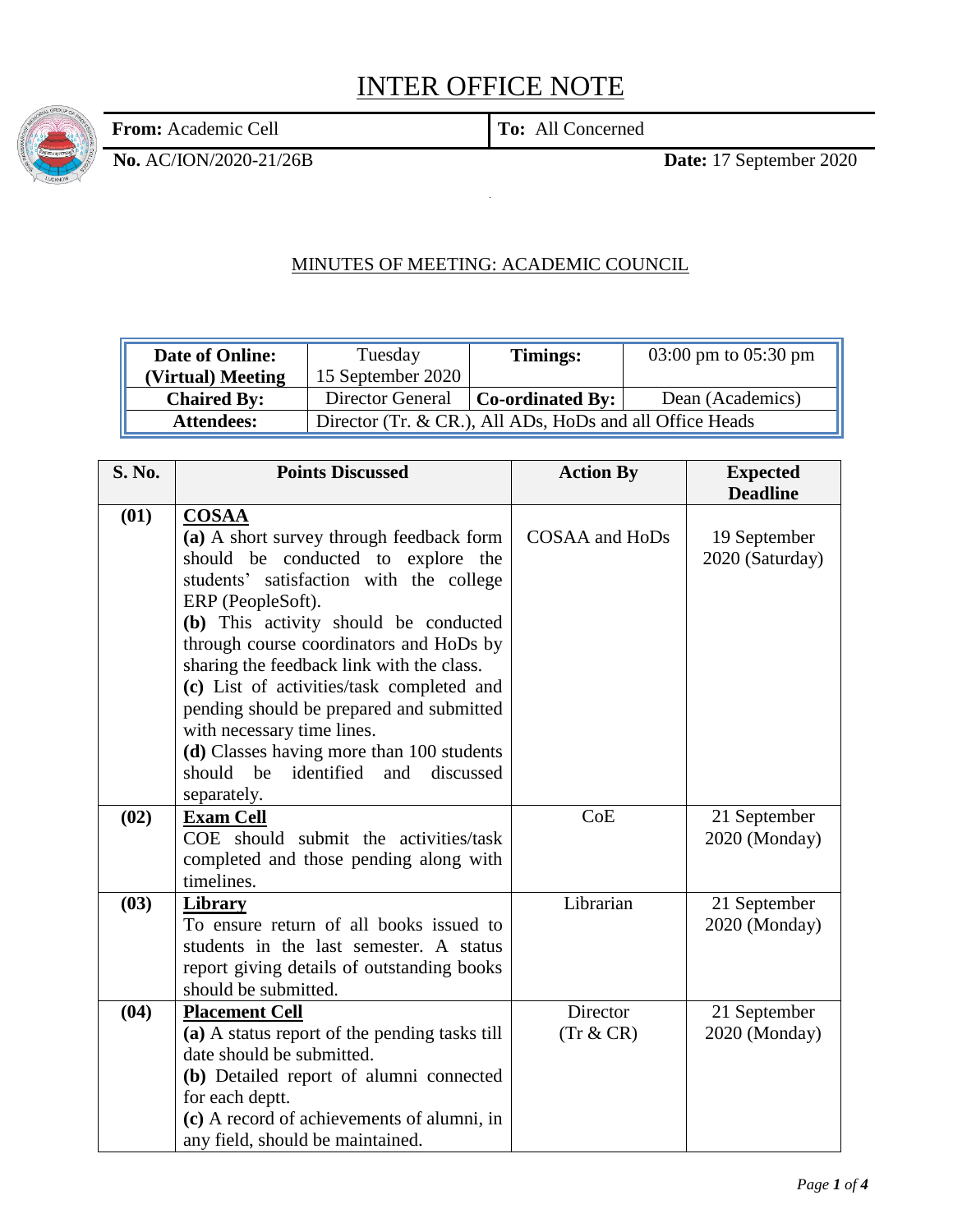# INTER OFFICE NOTE

| **From:** Academic Cell | **To:** All Concerned |
|---|---|

**No.** AC/ION/2020-21/26B **Date:** 17 September 2020

## MINUTES OF MEETING: ACADEMIC COUNCIL

| **Date of Online: (Virtual) Meeting** | Tuesday 15 September 2020 | **Timings:** | 03:00 pm to 05:30 pm |
|---|---|---|---|
| **Chaired By:** | Director General | **Co-ordinated By:** | Dean (Academics) |
| **Attendees:** | Director (Tr. & CR.), All ADs, HoDs and all Office Heads | | |

| S. No. | Points Discussed | Action By | Expected Deadline |
|---|---|---|---|
| **(01)** | **COSAA**<br>**(a)** A short survey through feedback form should be conducted to explore the students' satisfaction with the college ERP (PeopleSoft).<br>**(b)** This activity should be conducted through course coordinators and HoDs by sharing the feedback link with the class.<br>**(c)** List of activities/task completed and pending should be prepared and submitted with necessary time lines.<br>**(d)** Classes having more than 100 students should be identified and discussed separately. | COSAA and HoDs | 19 September 2020 (Saturday) |
| **(02)** | **Exam Cell**<br>COE should submit the activities/task completed and those pending along with timelines. | CoE | 21 September 2020 (Monday) |
| **(03)** | **Library**<br>To ensure return of all books issued to students in the last semester. A status report giving details of outstanding books should be submitted. | Librarian | 21 September 2020 (Monday) |
| **(04)** | **Placement Cell**<br>**(a)** A status report of the pending tasks till date should be submitted.<br>**(b)** Detailed report of alumni connected for each deptt.<br>**(c)** A record of achievements of alumni, in any field, should be maintained. | Director (Tr & CR) | 21 September 2020 (Monday) |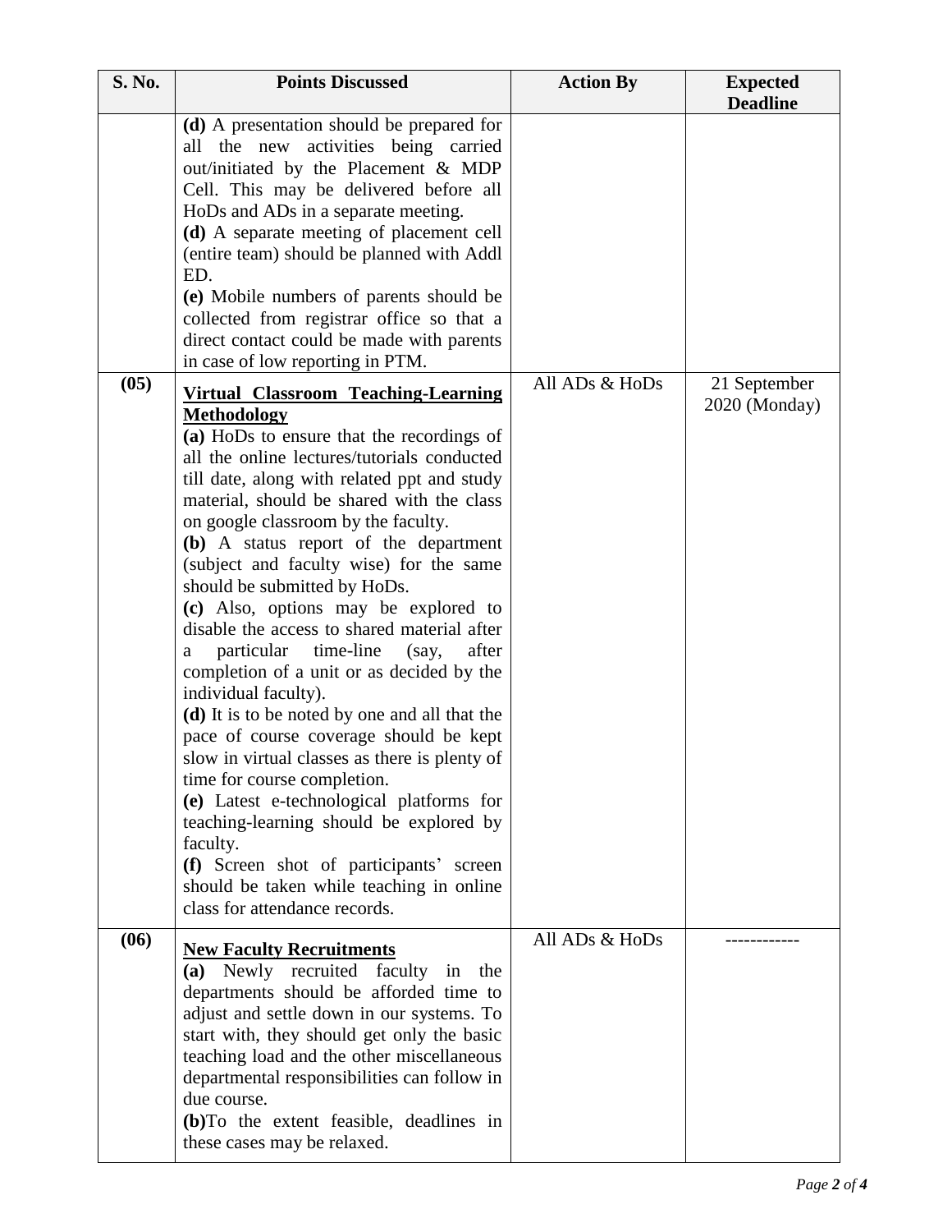| S. No. | Points Discussed | Action By | Expected Deadline |
|---|---|---|---|
| | **(d)** A presentation should be prepared for all the new activities being carried out/initiated by the Placement & MDP Cell. This may be delivered before all HoDs and ADs in a separate meeting.<br>**(d)** A separate meeting of placement cell (entire team) should be planned with Addl ED.<br>**(e)** Mobile numbers of parents should be collected from registrar office so that a direct contact could be made with parents in case of low reporting in PTM. | | |
| **(05)** | **<u>Virtual Classroom Teaching-Learning Methodology</u>**<br>**(a)** HoDs to ensure that the recordings of all the online lectures/tutorials conducted till date, along with related ppt and study material, should be shared with the class on google classroom by the faculty.<br>**(b)** A status report of the department (subject and faculty wise) for the same should be submitted by HoDs.<br>**(c)** Also, options may be explored to disable the access to shared material after a particular time-line (say, after completion of a unit or as decided by the individual faculty).<br>**(d)** It is to be noted by one and all that the pace of course coverage should be kept slow in virtual classes as there is plenty of time for course completion.<br>**(e)** Latest e-technological platforms for teaching-learning should be explored by faculty.<br>**(f)** Screen shot of participants' screen should be taken while teaching in online class for attendance records. | All ADs & HoDs | 21 September 2020 (Monday) |
| **(06)** | **<u>New Faculty Recruitments</u>**<br>**(a)** Newly recruited faculty in the departments should be afforded time to adjust and settle down in our systems. To start with, they should get only the basic teaching load and the other miscellaneous departmental responsibilities can follow in due course.<br>**(b)**To the extent feasible, deadlines in these cases may be relaxed. | All ADs & HoDs | ------------ |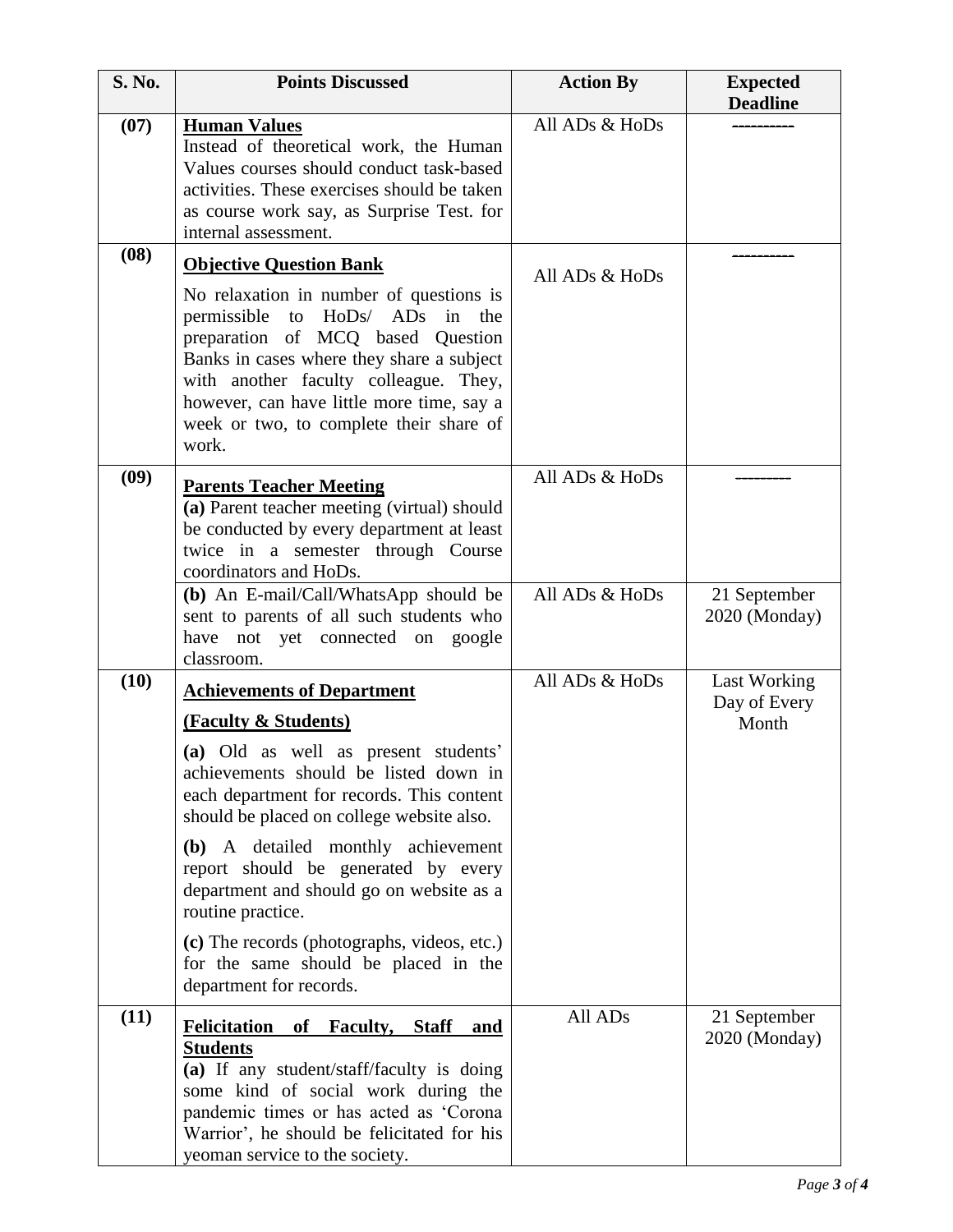| S. No. | Points Discussed | Action By | Expected Deadline |
|---|---|---|---|
| (07) | **Human Values**<br>Instead of theoretical work, the Human Values courses should conduct task-based activities. These exercises should be taken as course work say, as Surprise Test. for internal assessment. | All ADs & HoDs | ---------- |
| (08) | **Objective Question Bank**<br>No relaxation in number of questions is permissible to HoDs/ ADs in the preparation of MCQ based Question Banks in cases where they share a subject with another faculty colleague. They, however, can have little more time, say a week or two, to complete their share of work. | All ADs & HoDs | ---------- |
| (09) | **Parents Teacher Meeting**<br>**(a)** Parent teacher meeting (virtual) should be conducted by every department at least twice in a semester through Course coordinators and HoDs. | All ADs & HoDs | --------- |
| | **(b)** An E-mail/Call/WhatsApp should be sent to parents of all such students who have not yet connected on google classroom. | All ADs & HoDs | 21 September 2020 (Monday) |
| (10) | **Achievements of Department (Faculty & Students)**<br>**(a)** Old as well as present students' achievements should be listed down in each department for records. This content should be placed on college website also.<br>**(b)** A detailed monthly achievement report should be generated by every department and should go on website as a routine practice.<br>**(c)** The records (photographs, videos, etc.) for the same should be placed in the department for records. | All ADs & HoDs | Last Working Day of Every Month |
| (11) | **Felicitation of Faculty, Staff and Students**<br>**(a)** If any student/staff/faculty is doing some kind of social work during the pandemic times or has acted as 'Corona Warrior', he should be felicitated for his yeoman service to the society. | All ADs | 21 September 2020 (Monday) |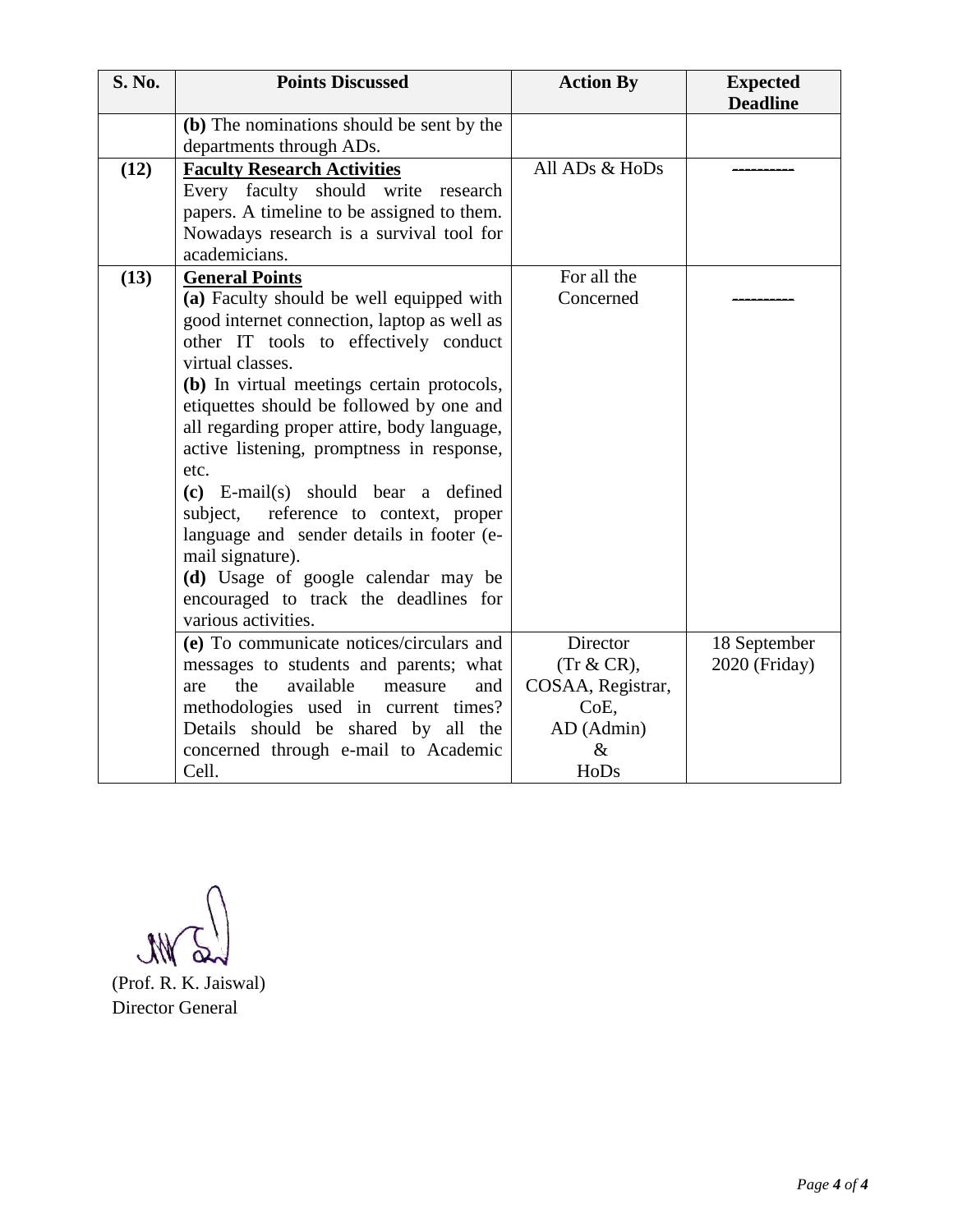| S. No. | Points Discussed | Action By | Expected Deadline |
|---|---|---|---|
| | **(b)** The nominations should be sent by the departments through ADs. | | |
| **(12)** | **<u>Faculty Research Activities</u>**<br>Every faculty should write research papers. A timeline to be assigned to them. Nowadays research is a survival tool for academicians. | All ADs & HoDs | ---------- |
| **(13)** | **<u>General Points</u>**<br>**(a)** Faculty should be well equipped with good internet connection, laptop as well as other IT tools to effectively conduct virtual classes.<br>**(b)** In virtual meetings certain protocols, etiquettes should be followed by one and all regarding proper attire, body language, active listening, promptness in response, etc.<br>**(c)** E-mail(s) should bear a defined subject, reference to context, proper language and sender details in footer (e-mail signature).<br>**(d)** Usage of google calendar may be encouraged to track the deadlines for various activities. | For all the Concerned | ---------- |
| | **(e)** To communicate notices/circulars and messages to students and parents; what are the available measure and methodologies used in current times? Details should be shared by all the concerned through e-mail to Academic Cell. | Director (Tr & CR), COSAA, Registrar, CoE, AD (Admin) & HoDs | 18 September 2020 (Friday) |

(Prof. R. K. Jaiswal)
Director General